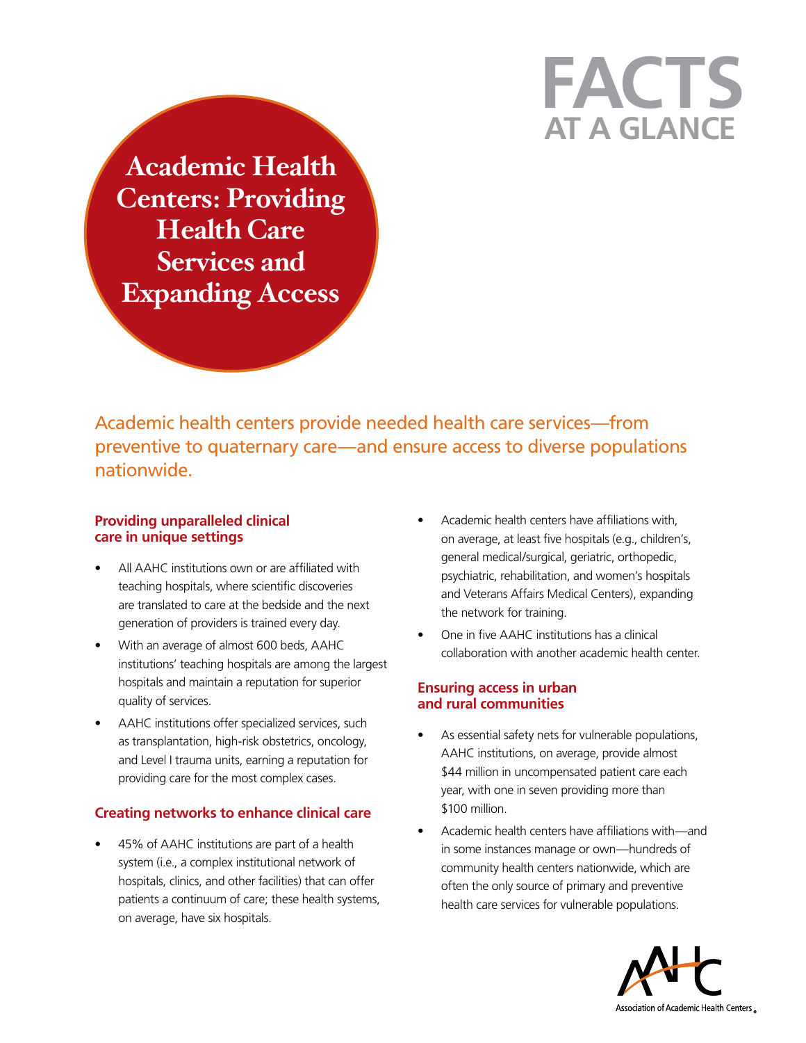# FACTS AT A GLANCE

# Academic Health Centers: Providing Health Care Services and Expanding Access

Academic health centers provide needed health care services—from preventive to quaternary care—and ensure access to diverse populations nationwide.

### Providing unparalleled clinical care in unique settings

- All AAHC institutions own or are affiliated with teaching hospitals, where scientific discoveries are translated to care at the bedside and the next generation of providers is trained every day.
- With an average of almost 600 beds, AAHC institutions' teaching hospitals are among the largest hospitals and maintain a reputation for superior quality of services.
- AAHC institutions offer specialized services, such as transplantation, high-risk obstetrics, oncology, and Level I trauma units, earning a reputation for providing care for the most complex cases.

### Creating networks to enhance clinical care

- 45% of AAHC institutions are part of a health system (i.e., a complex institutional network of hospitals, clinics, and other facilities) that can offer patients a continuum of care; these health systems, on average, have six hospitals.
- Academic health centers have affiliations with, on average, at least five hospitals (e.g., children's, general medical/surgical, geriatric, orthopedic, psychiatric, rehabilitation, and women's hospitals and Veterans Affairs Medical Centers), expanding the network for training.
- One in five AAHC institutions has a clinical collaboration with another academic health center.

### Ensuring access in urban and rural communities

- As essential safety nets for vulnerable populations, AAHC institutions, on average, provide almost $44 million in uncompensated patient care each year, with one in seven providing more than $100 million.
- Academic health centers have affiliations with—and in some instances manage or own—hundreds of community health centers nationwide, which are often the only source of primary and preventive health care services for vulnerable populations.

Association of Academic Health Centers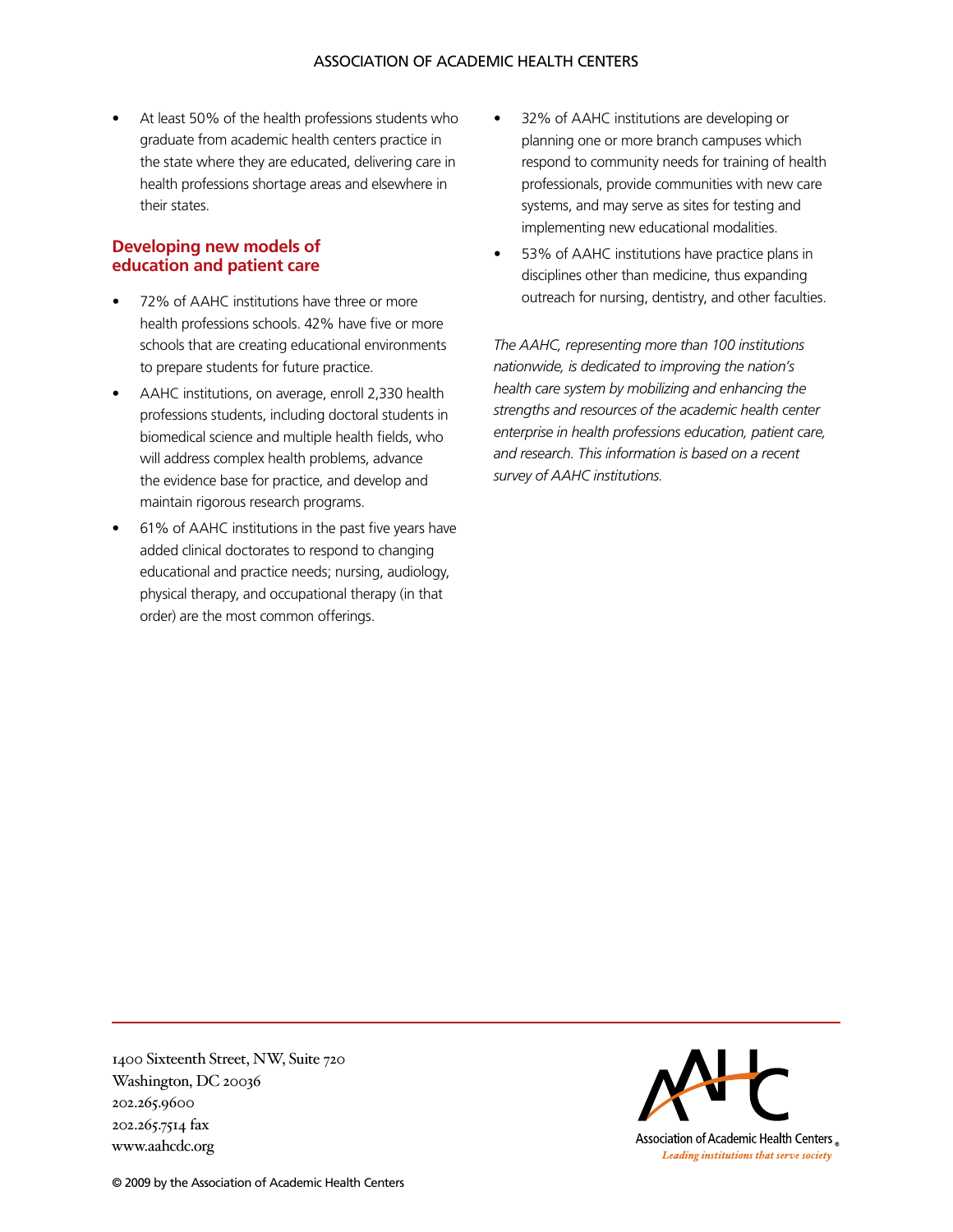- At least 50% of the health professions students who graduate from academic health centers practice in the state where they are educated, delivering care in health professions shortage areas and elsewhere in their states.

## Developing new models of education and patient care

- 72% of AAHC institutions have three or more health professions schools. 42% have five or more schools that are creating educational environments to prepare students for future practice.
- AAHC institutions, on average, enroll 2,330 health professions students, including doctoral students in biomedical science and multiple health fields, who will address complex health problems, advance the evidence base for practice, and develop and maintain rigorous research programs.
- 61% of AAHC institutions in the past five years have added clinical doctorates to respond to changing educational and practice needs; nursing, audiology, physical therapy, and occupational therapy (in that order) are the most common offerings.
- 32% of AAHC institutions are developing or planning one or more branch campuses which respond to community needs for training of health professionals, provide communities with new care systems, and may serve as sites for testing and implementing new educational modalities.
- 53% of AAHC institutions have practice plans in disciplines other than medicine, thus expanding outreach for nursing, dentistry, and other faculties.

*The AAHC, representing more than 100 institutions nationwide, is dedicated to improving the nation's health care system by mobilizing and enhancing the strengths and resources of the academic health center enterprise in health professions education, patient care, and research. This information is based on a recent survey of AAHC institutions.*

1400 Sixteenth Street, NW, Suite 720
Washington, DC 20036
202.265.9600
202.265.7514 fax
www.aahcdc.org

AAHC
Association of Academic Health Centers®
*Leading institutions that serve society*

© 2009 by the Association of Academic Health Centers